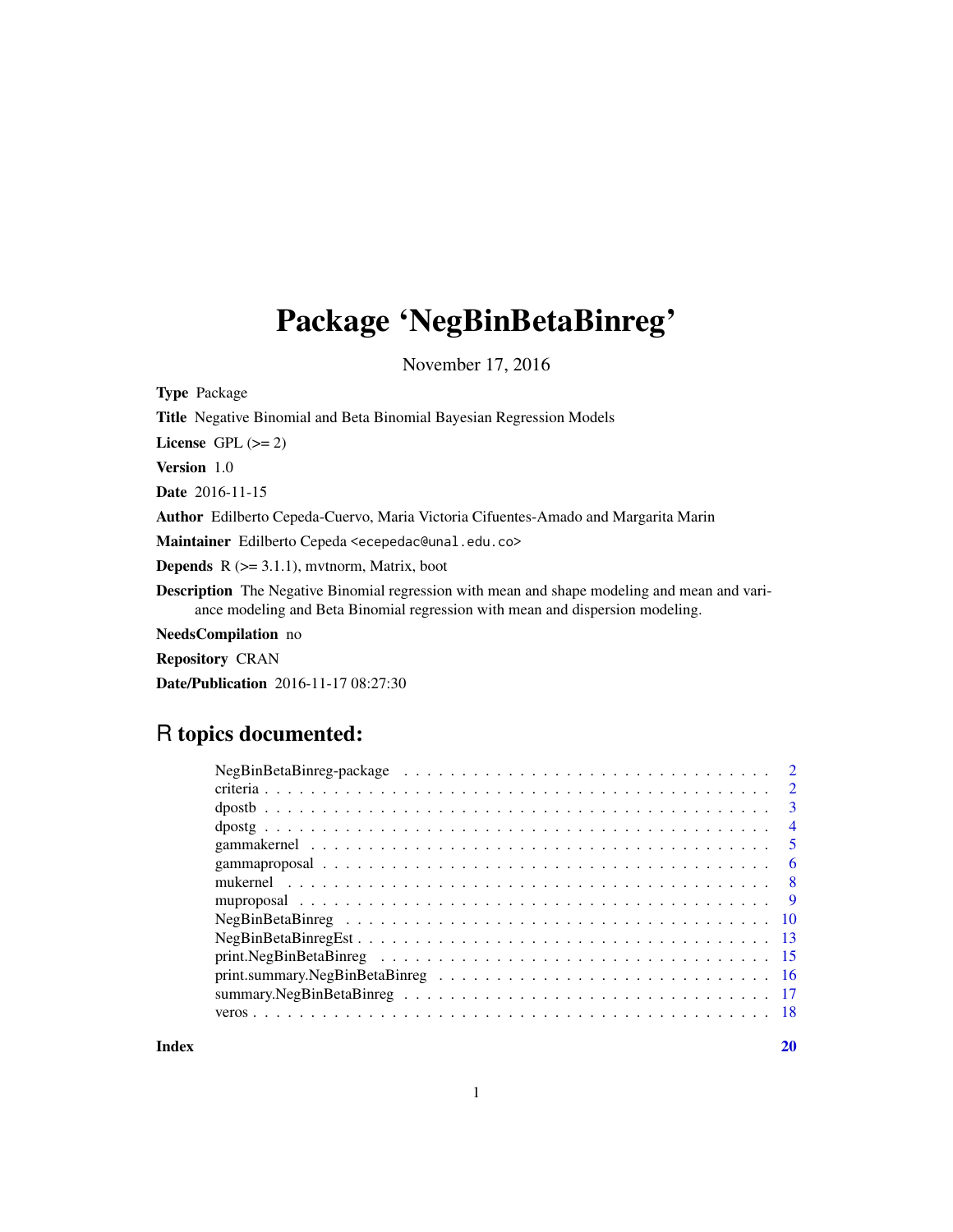# Package 'NegBinBetaBinreg'

November 17, 2016

**Type** Package

**Title** Negative Binomial and Beta Binomial Bayesian Regression Models

**License** GPL (>= 2)

**Version** 1.0

**Date** 2016-11-15

**Author** Edilberto Cepeda-Cuervo, Maria Victoria Cifuentes-Amado and Margarita Marin

**Maintainer** Edilberto Cepeda <ecepedac@unal.edu.co>

**Depends** R (>= 3.1.1), mvtnorm, Matrix, boot

**Description** The Negative Binomial regression with mean and shape modeling and mean and variance modeling and Beta Binomial regression with mean and dispersion modeling.

**NeedsCompilation** no

**Repository** CRAN

**Date/Publication** 2016-11-17 08:27:30

## R topics documented:

| | |
|---|---|
| NegBinBetaBinreg-package | 2 |
| criteria | 2 |
| dpostb | 3 |
| dpostg | 4 |
| gammakernel | 5 |
| gammaproposal | 6 |
| mukernel | 8 |
| muproposal | 9 |
| NegBinBetaBinreg | 10 |
| NegBinBetaBinregEst | 13 |
| print.NegBinBetaBinreg | 15 |
| print.summary.NegBinBetaBinreg | 16 |
| summary.NegBinBetaBinreg | 17 |
| veros | 18 |

**Index** **20**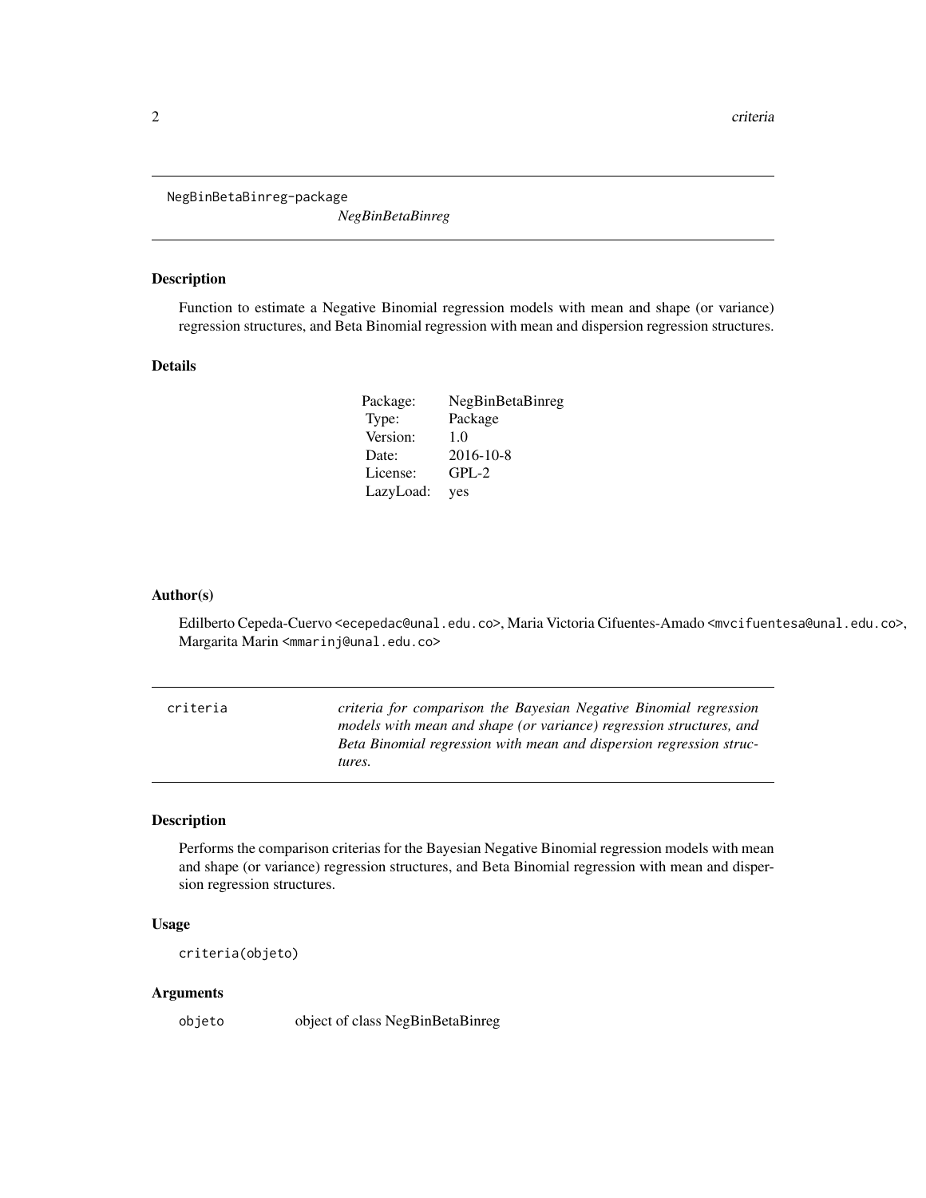NegBinBetaBinreg-package

*NegBinBetaBinreg*

### Description

Function to estimate a Negative Binomial regression models with mean and shape (or variance) regression structures, and Beta Binomial regression with mean and dispersion regression structures.

### Details

| | |
|---|---|
| Package: | NegBinBetaBinreg |
| Type: | Package |
| Version: | 1.0 |
| Date: | 2016-10-8 |
| License: | GPL-2 |
| LazyLoad: | yes |

### Author(s)

Edilberto Cepeda-Cuervo <ecepedac@unal.edu.co>, Maria Victoria Cifuentes-Amado <mvcifuentesa@unal.edu.co>, Margarita Marin <mmarinj@unal.edu.co>

---

criteria *criteria for comparison the Bayesian Negative Binomial regression models with mean and shape (or variance) regression structures, and Beta Binomial regression with mean and dispersion regression structures.*

### Description

Performs the comparison criterias for the Bayesian Negative Binomial regression models with mean and shape (or variance) regression structures, and Beta Binomial regression with mean and dispersion regression structures.

### Usage

```
criteria(objeto)
```

### Arguments

| | |
|---|---|
| objeto | object of class NegBinBetaBinreg |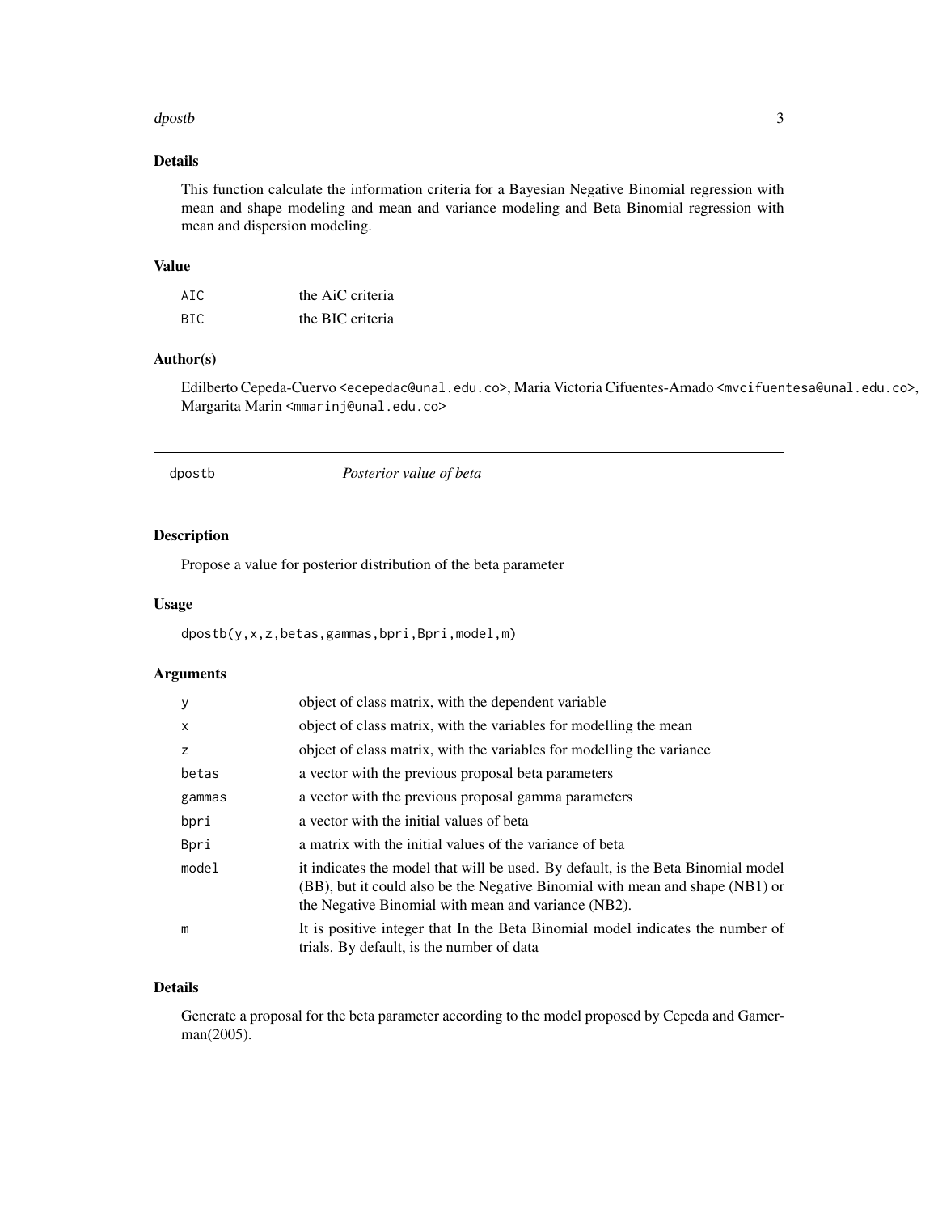### Details

This function calculate the information criteria for a Bayesian Negative Binomial regression with mean and shape modeling and mean and variance modeling and Beta Binomial regression with mean and dispersion modeling.

### Value

| | |
|---|---|
| AIC | the AiC criteria |
| BIC | the BIC criteria |

### Author(s)

Edilberto Cepeda-Cuervo <ecepedac@unal.edu.co>, Maria Victoria Cifuentes-Amado <mvcifuentesa@unal.edu.co>, Margarita Marin <mmarinj@unal.edu.co>

---

## dpostb *Posterior value of beta*

### Description

Propose a value for posterior distribution of the beta parameter

### Usage

```
dpostb(y,x,z,betas,gammas,bpri,Bpri,model,m)
```

### Arguments

| | |
|---|---|
| y | object of class matrix, with the dependent variable |
| x | object of class matrix, with the variables for modelling the mean |
| z | object of class matrix, with the variables for modelling the variance |
| betas | a vector with the previous proposal beta parameters |
| gammas | a vector with the previous proposal gamma parameters |
| bpri | a vector with the initial values of beta |
| Bpri | a matrix with the initial values of the variance of beta |
| model | it indicates the model that will be used. By default, is the Beta Binomial model (BB), but it could also be the Negative Binomial with mean and shape (NB1) or the Negative Binomial with mean and variance (NB2). |
| m | It is positive integer that In the Beta Binomial model indicates the number of trials. By default, is the number of data |

### Details

Generate a proposal for the beta parameter according to the model proposed by Cepeda and Gamerman(2005).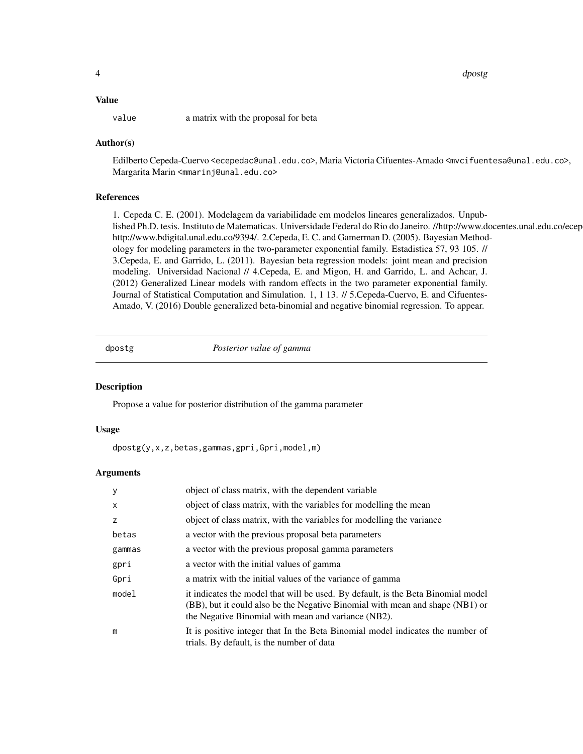### Value

| | |
|---|---|
| value | a matrix with the proposal for beta |

### Author(s)

Edilberto Cepeda-Cuervo <ecepedac@unal.edu.co>, Maria Victoria Cifuentes-Amado <mvcifuentesa@unal.edu.co>, Margarita Marin <mmarinj@unal.edu.co>

### References

1. Cepeda C. E. (2001). Modelagem da variabilidade em modelos lineares generalizados. Unpublished Ph.D. tesis. Instituto de Matematicas. Universidade Federal do Rio do Janeiro. //http://www.docentes.unal.edu.co/ecep http://www.bdigital.unal.edu.co/9394/. 2.Cepeda, E. C. and Gamerman D. (2005). Bayesian Methodology for modeling parameters in the two-parameter exponential family. Estadistica 57, 93 105. // 3.Cepeda, E. and Garrido, L. (2011). Bayesian beta regression models: joint mean and precision modeling. Universidad Nacional // 4.Cepeda, E. and Migon, H. and Garrido, L. and Achcar, J. (2012) Generalized Linear models with random effects in the two parameter exponential family. Journal of Statistical Computation and Simulation. 1, 1 13. // 5.Cepeda-Cuervo, E. and Cifuentes-Amado, V. (2016) Double generalized beta-binomial and negative binomial regression. To appear.

---

## dpostg *Posterior value of gamma*

### Description

Propose a value for posterior distribution of the gamma parameter

### Usage

```
dpostg(y,x,z,betas,gammas,gpri,Gpri,model,m)
```

### Arguments

| | |
|---|---|
| y | object of class matrix, with the dependent variable |
| x | object of class matrix, with the variables for modelling the mean |
| z | object of class matrix, with the variables for modelling the variance |
| betas | a vector with the previous proposal beta parameters |
| gammas | a vector with the previous proposal gamma parameters |
| gpri | a vector with the initial values of gamma |
| Gpri | a matrix with the initial values of the variance of gamma |
| model | it indicates the model that will be used. By default, is the Beta Binomial model (BB), but it could also be the Negative Binomial with mean and shape (NB1) or the Negative Binomial with mean and variance (NB2). |
| m | It is positive integer that In the Beta Binomial model indicates the number of trials. By default, is the number of data |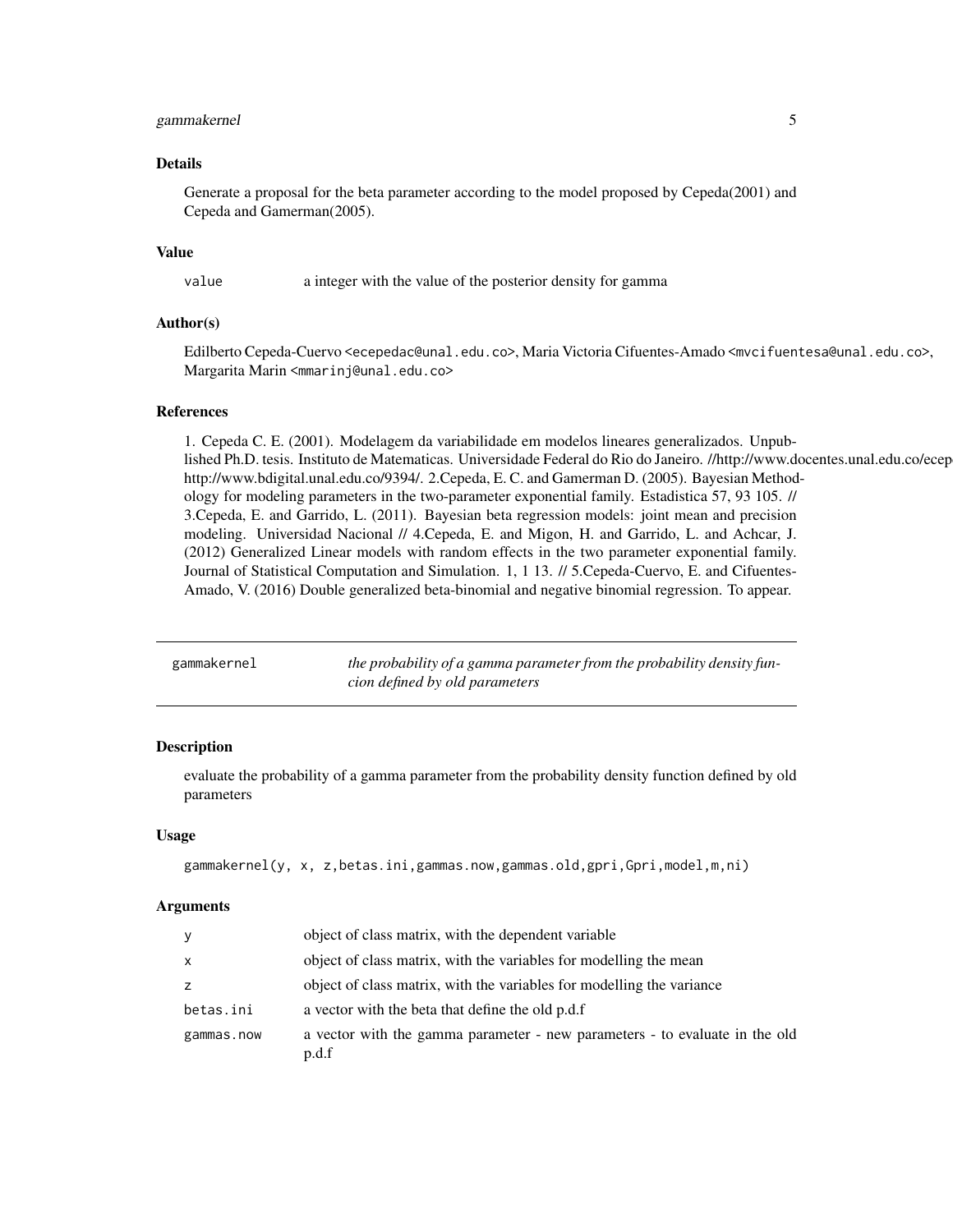## Details

Generate a proposal for the beta parameter according to the model proposed by Cepeda(2001) and Cepeda and Gamerman(2005).

## Value

| | |
|---|---|
| value | a integer with the value of the posterior density for gamma |

## Author(s)

Edilberto Cepeda-Cuervo <ecepedac@unal.edu.co>, Maria Victoria Cifuentes-Amado <mvcifuentesa@unal.edu.co>, Margarita Marin <mmarinj@unal.edu.co>

## References

1. Cepeda C. E. (2001). Modelagem da variabilidade em modelos lineares generalizados. Unpublished Ph.D. tesis. Instituto de Matematicas. Universidade Federal do Rio do Janeiro. //http://www.docentes.unal.edu.co/ecep http://www.bdigital.unal.edu.co/9394/. 2.Cepeda, E. C. and Gamerman D. (2005). Bayesian Methodology for modeling parameters in the two-parameter exponential family. Estadistica 57, 93 105. // 3.Cepeda, E. and Garrido, L. (2011). Bayesian beta regression models: joint mean and precision modeling. Universidad Nacional // 4.Cepeda, E. and Migon, H. and Garrido, L. and Achcar, J. (2012) Generalized Linear models with random effects in the two parameter exponential family. Journal of Statistical Computation and Simulation. 1, 1 13. // 5.Cepeda-Cuervo, E. and Cifuentes-Amado, V. (2016) Double generalized beta-binomial and negative binomial regression. To appear.

---

# gammakernel — *the probability of a gamma parameter from the probability density funcion defined by old parameters*

## Description

evaluate the probability of a gamma parameter from the probability density function defined by old parameters

## Usage

```
gammakernel(y, x, z,betas.ini,gammas.now,gammas.old,gpri,Gpri,model,m,ni)
```

## Arguments

| | |
|---|---|
| y | object of class matrix, with the dependent variable |
| x | object of class matrix, with the variables for modelling the mean |
| z | object of class matrix, with the variables for modelling the variance |
| betas.ini | a vector with the beta that define the old p.d.f |
| gammas.now | a vector with the gamma parameter - new parameters - to evaluate in the old p.d.f |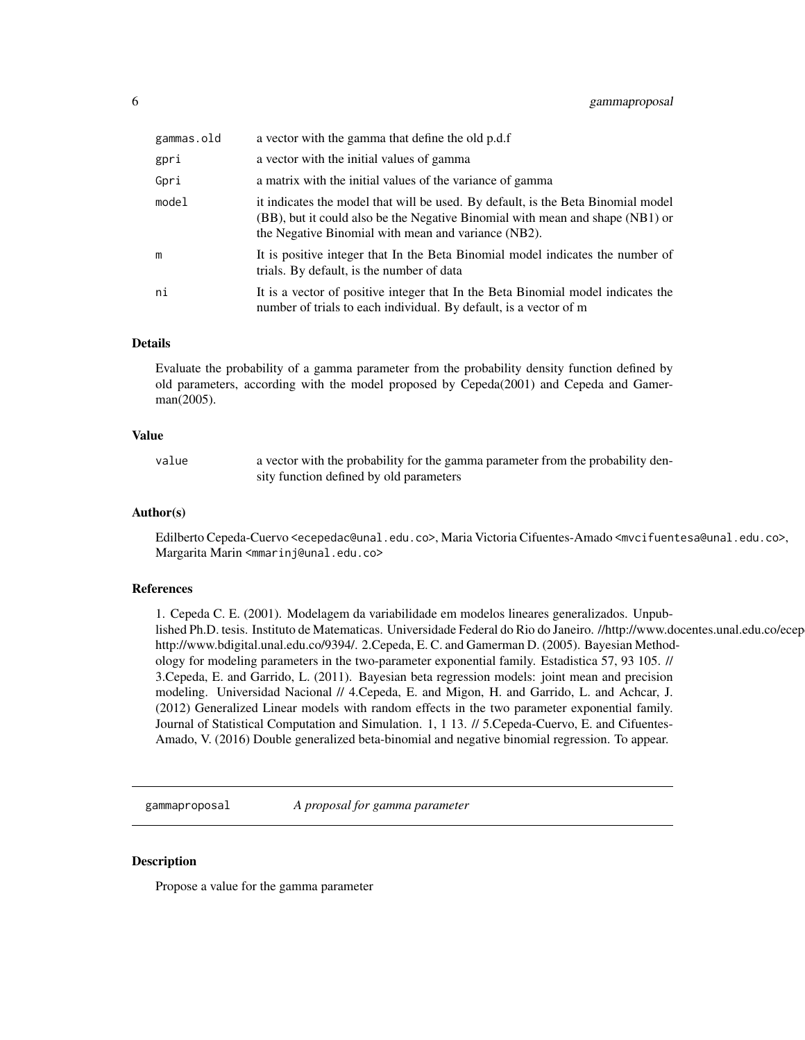| | |
|---|---|
| gammas.old | a vector with the gamma that define the old p.d.f |
| gpri | a vector with the initial values of gamma |
| Gpri | a matrix with the initial values of the variance of gamma |
| model | it indicates the model that will be used. By default, is the Beta Binomial model (BB), but it could also be the Negative Binomial with mean and shape (NB1) or the Negative Binomial with mean and variance (NB2). |
| m | It is positive integer that In the Beta Binomial model indicates the number of trials. By default, is the number of data |
| ni | It is a vector of positive integer that In the Beta Binomial model indicates the number of trials to each individual. By default, is a vector of m |

### Details

Evaluate the probability of a gamma parameter from the probability density function defined by old parameters, according with the model proposed by Cepeda(2001) and Cepeda and Gamerman(2005).

### Value

| | |
|---|---|
| value | a vector with the probability for the gamma parameter from the probability density function defined by old parameters |

### Author(s)

Edilberto Cepeda-Cuervo <ecepedac@unal.edu.co>, Maria Victoria Cifuentes-Amado <mvcifuentesa@unal.edu.co>, Margarita Marin <mmarinj@unal.edu.co>

### References

1. Cepeda C. E. (2001). Modelagem da variabilidade em modelos lineares generalizados. Unpublished Ph.D. tesis. Instituto de Matematicas. Universidade Federal do Rio do Janeiro. //http://www.docentes.unal.edu.co/ecep http://www.bdigital.unal.edu.co/9394/. 2.Cepeda, E. C. and Gamerman D. (2005). Bayesian Methodology for modeling parameters in the two-parameter exponential family. Estadistica 57, 93 105. // 3.Cepeda, E. and Garrido, L. (2011). Bayesian beta regression models: joint mean and precision modeling. Universidad Nacional // 4.Cepeda, E. and Migon, H. and Garrido, L. and Achcar, J. (2012) Generalized Linear models with random effects in the two parameter exponential family. Journal of Statistical Computation and Simulation. 1, 1 13. // 5.Cepeda-Cuervo, E. and Cifuentes-Amado, V. (2016) Double generalized beta-binomial and negative binomial regression. To appear.

---

## gammaproposal *A proposal for gamma parameter*

### Description

Propose a value for the gamma parameter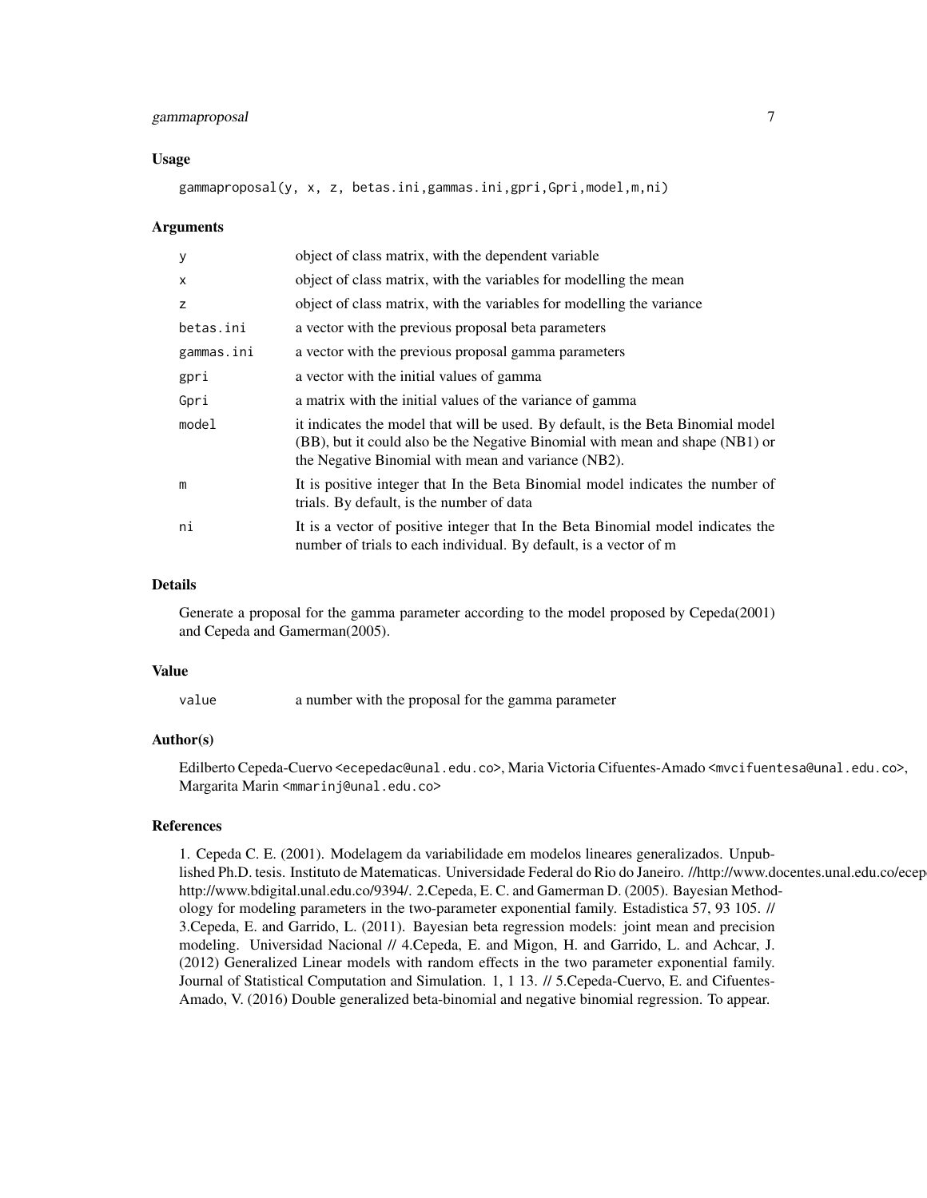## Usage

```
gammaproposal(y, x, z, betas.ini,gammas.ini,gpri,Gpri,model,m,ni)
```

## Arguments

| | |
|---|---|
| y | object of class matrix, with the dependent variable |
| x | object of class matrix, with the variables for modelling the mean |
| z | object of class matrix, with the variables for modelling the variance |
| betas.ini | a vector with the previous proposal beta parameters |
| gammas.ini | a vector with the previous proposal gamma parameters |
| gpri | a vector with the initial values of gamma |
| Gpri | a matrix with the initial values of the variance of gamma |
| model | it indicates the model that will be used. By default, is the Beta Binomial model (BB), but it could also be the Negative Binomial with mean and shape (NB1) or the Negative Binomial with mean and variance (NB2). |
| m | It is positive integer that In the Beta Binomial model indicates the number of trials. By default, is the number of data |
| ni | It is a vector of positive integer that In the Beta Binomial model indicates the number of trials to each individual. By default, is a vector of m |

## Details

Generate a proposal for the gamma parameter according to the model proposed by Cepeda(2001) and Cepeda and Gamerman(2005).

## Value

| | |
|---|---|
| value | a number with the proposal for the gamma parameter |

## Author(s)

Edilberto Cepeda-Cuervo <ecepedac@unal.edu.co>, Maria Victoria Cifuentes-Amado <mvcifuentesa@unal.edu.co>, Margarita Marin <mmarinj@unal.edu.co>

## References

1. Cepeda C. E. (2001). Modelagem da variabilidade em modelos lineares generalizados. Unpublished Ph.D. tesis. Instituto de Matematicas. Universidade Federal do Rio do Janeiro. //http://www.docentes.unal.edu.co/ecep http://www.bdigital.unal.edu.co/9394/. 2.Cepeda, E. C. and Gamerman D. (2005). Bayesian Methodology for modeling parameters in the two-parameter exponential family. Estadistica 57, 93 105. // 3.Cepeda, E. and Garrido, L. (2011). Bayesian beta regression models: joint mean and precision modeling. Universidad Nacional // 4.Cepeda, E. and Migon, H. and Garrido, L. and Achcar, J. (2012) Generalized Linear models with random effects in the two parameter exponential family. Journal of Statistical Computation and Simulation. 1, 1 13. // 5.Cepeda-Cuervo, E. and Cifuentes-Amado, V. (2016) Double generalized beta-binomial and negative binomial regression. To appear.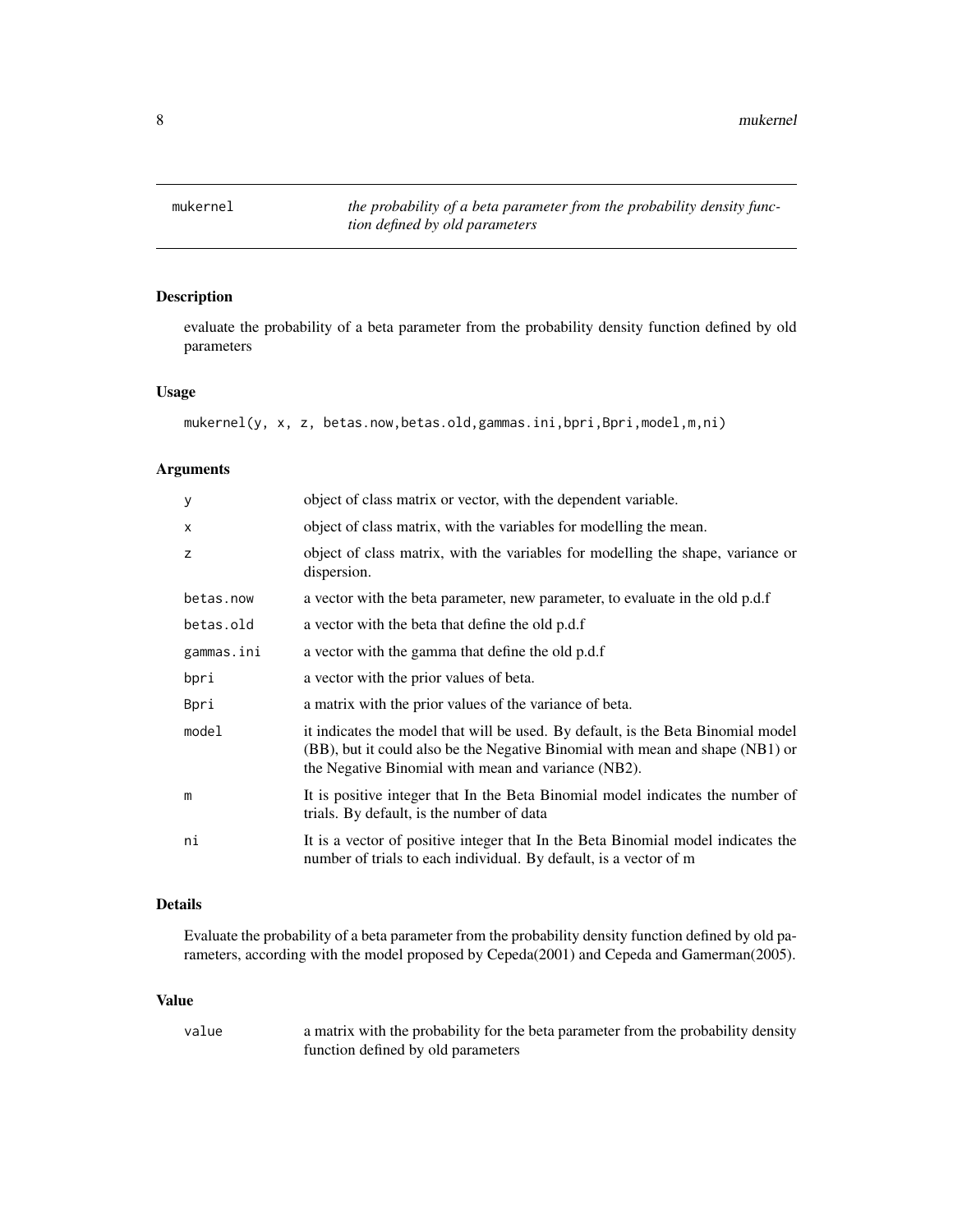## mukernel — *the probability of a beta parameter from the probability density function defined by old parameters*

### Description

evaluate the probability of a beta parameter from the probability density function defined by old parameters

### Usage

```
mukernel(y, x, z, betas.now,betas.old,gammas.ini,bpri,Bpri,model,m,ni)
```

### Arguments

| | |
|---|---|
| y | object of class matrix or vector, with the dependent variable. |
| x | object of class matrix, with the variables for modelling the mean. |
| z | object of class matrix, with the variables for modelling the shape, variance or dispersion. |
| betas.now | a vector with the beta parameter, new parameter, to evaluate in the old p.d.f |
| betas.old | a vector with the beta that define the old p.d.f |
| gammas.ini | a vector with the gamma that define the old p.d.f |
| bpri | a vector with the prior values of beta. |
| Bpri | a matrix with the prior values of the variance of beta. |
| model | it indicates the model that will be used. By default, is the Beta Binomial model (BB), but it could also be the Negative Binomial with mean and shape (NB1) or the Negative Binomial with mean and variance (NB2). |
| m | It is positive integer that In the Beta Binomial model indicates the number of trials. By default, is the number of data |
| ni | It is a vector of positive integer that In the Beta Binomial model indicates the number of trials to each individual. By default, is a vector of m |

### Details

Evaluate the probability of a beta parameter from the probability density function defined by old parameters, according with the model proposed by Cepeda(2001) and Cepeda and Gamerman(2005).

### Value

| | |
|---|---|
| value | a matrix with the probability for the beta parameter from the probability density function defined by old parameters |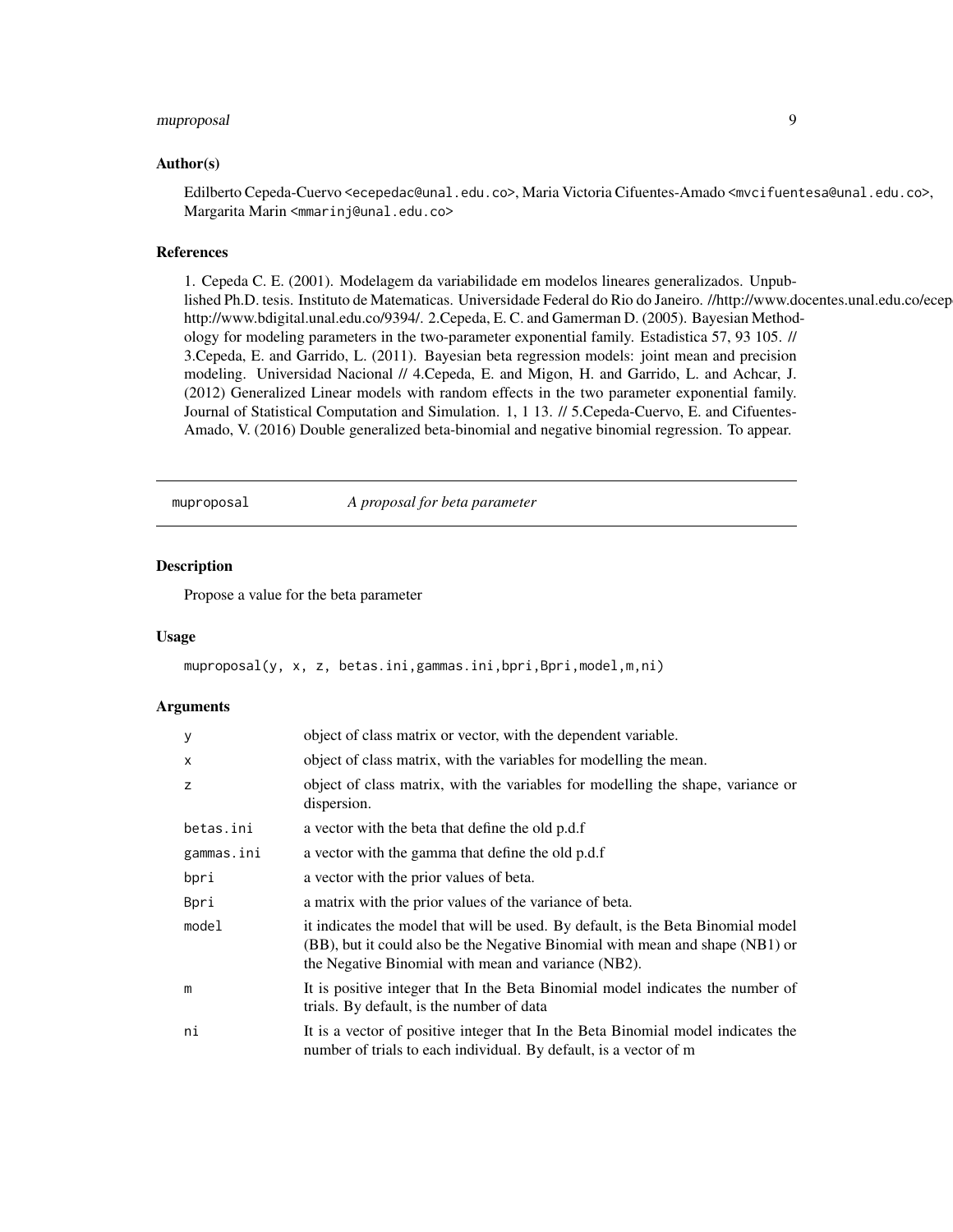### Author(s)

Edilberto Cepeda-Cuervo <ecepedac@unal.edu.co>, Maria Victoria Cifuentes-Amado <mvcifuentesa@unal.edu.co>, Margarita Marin <mmarinj@unal.edu.co>

### References

1. Cepeda C. E. (2001). Modelagem da variabilidade em modelos lineares generalizados. Unpublished Ph.D. tesis. Instituto de Matematicas. Universidade Federal do Rio do Janeiro. //http://www.docentes.unal.edu.co/ecep http://www.bdigital.unal.edu.co/9394/. 2.Cepeda, E. C. and Gamerman D. (2005). Bayesian Methodology for modeling parameters in the two-parameter exponential family. Estadistica 57, 93 105. // 3.Cepeda, E. and Garrido, L. (2011). Bayesian beta regression models: joint mean and precision modeling. Universidad Nacional // 4.Cepeda, E. and Migon, H. and Garrido, L. and Achcar, J. (2012) Generalized Linear models with random effects in the two parameter exponential family. Journal of Statistical Computation and Simulation. 1, 1 13. // 5.Cepeda-Cuervo, E. and Cifuentes-Amado, V. (2016) Double generalized beta-binomial and negative binomial regression. To appear.

---

## muproposal — *A proposal for beta parameter*

### Description

Propose a value for the beta parameter

### Usage

```
muproposal(y, x, z, betas.ini,gammas.ini,bpri,Bpri,model,m,ni)
```

### Arguments

| | |
|---|---|
| y | object of class matrix or vector, with the dependent variable. |
| x | object of class matrix, with the variables for modelling the mean. |
| z | object of class matrix, with the variables for modelling the shape, variance or dispersion. |
| betas.ini | a vector with the beta that define the old p.d.f |
| gammas.ini | a vector with the gamma that define the old p.d.f |
| bpri | a vector with the prior values of beta. |
| Bpri | a matrix with the prior values of the variance of beta. |
| model | it indicates the model that will be used. By default, is the Beta Binomial model (BB), but it could also be the Negative Binomial with mean and shape (NB1) or the Negative Binomial with mean and variance (NB2). |
| m | It is positive integer that In the Beta Binomial model indicates the number of trials. By default, is the number of data |
| ni | It is a vector of positive integer that In the Beta Binomial model indicates the number of trials to each individual. By default, is a vector of m |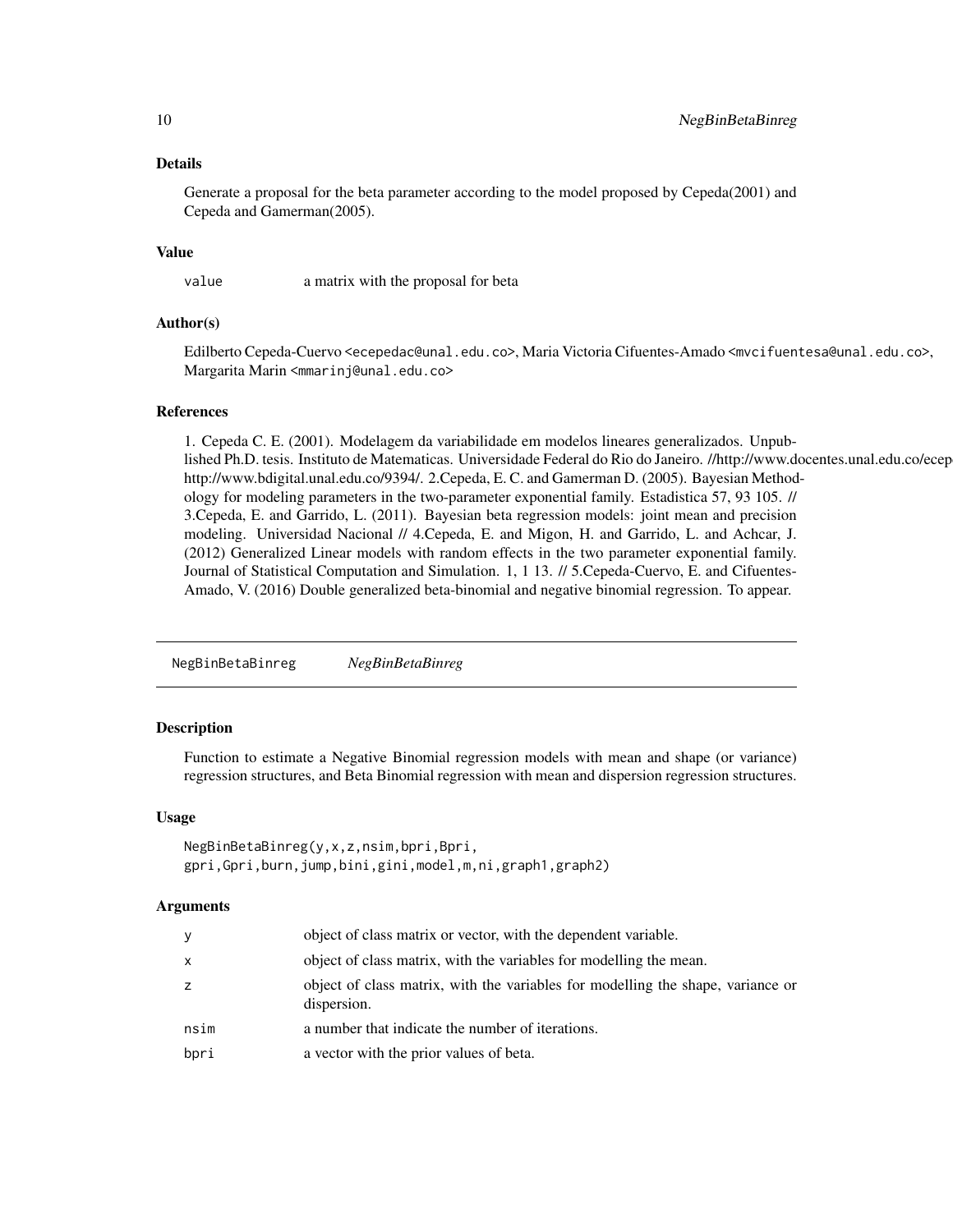### Details

Generate a proposal for the beta parameter according to the model proposed by Cepeda(2001) and Cepeda and Gamerman(2005).

### Value

| | |
|---|---|
| value | a matrix with the proposal for beta |

### Author(s)

Edilberto Cepeda-Cuervo <ecepedac@unal.edu.co>, Maria Victoria Cifuentes-Amado <mvcifuentesa@unal.edu.co>, Margarita Marin <mmarinj@unal.edu.co>

### References

1. Cepeda C. E. (2001). Modelagem da variabilidade em modelos lineares generalizados. Unpublished Ph.D. tesis. Instituto de Matematicas. Universidade Federal do Rio do Janeiro. //http://www.docentes.unal.edu.co/ecep http://www.bdigital.unal.edu.co/9394/. 2.Cepeda, E. C. and Gamerman D. (2005). Bayesian Methodology for modeling parameters in the two-parameter exponential family. Estadistica 57, 93 105. // 3.Cepeda, E. and Garrido, L. (2011). Bayesian beta regression models: joint mean and precision modeling. Universidad Nacional // 4.Cepeda, E. and Migon, H. and Garrido, L. and Achcar, J. (2012) Generalized Linear models with random effects in the two parameter exponential family. Journal of Statistical Computation and Simulation. 1, 1 13. // 5.Cepeda-Cuervo, E. and Cifuentes-Amado, V. (2016) Double generalized beta-binomial and negative binomial regression. To appear.

---

## NegBinBetaBinreg *NegBinBetaBinreg*

### Description

Function to estimate a Negative Binomial regression models with mean and shape (or variance) regression structures, and Beta Binomial regression with mean and dispersion regression structures.

### Usage

```
NegBinBetaBinreg(y,x,z,nsim,bpri,Bpri,
gpri,Gpri,burn,jump,bini,gini,model,m,ni,graph1,graph2)
```

### Arguments

| | |
|---|---|
| y | object of class matrix or vector, with the dependent variable. |
| x | object of class matrix, with the variables for modelling the mean. |
| z | object of class matrix, with the variables for modelling the shape, variance or dispersion. |
| nsim | a number that indicate the number of iterations. |
| bpri | a vector with the prior values of beta. |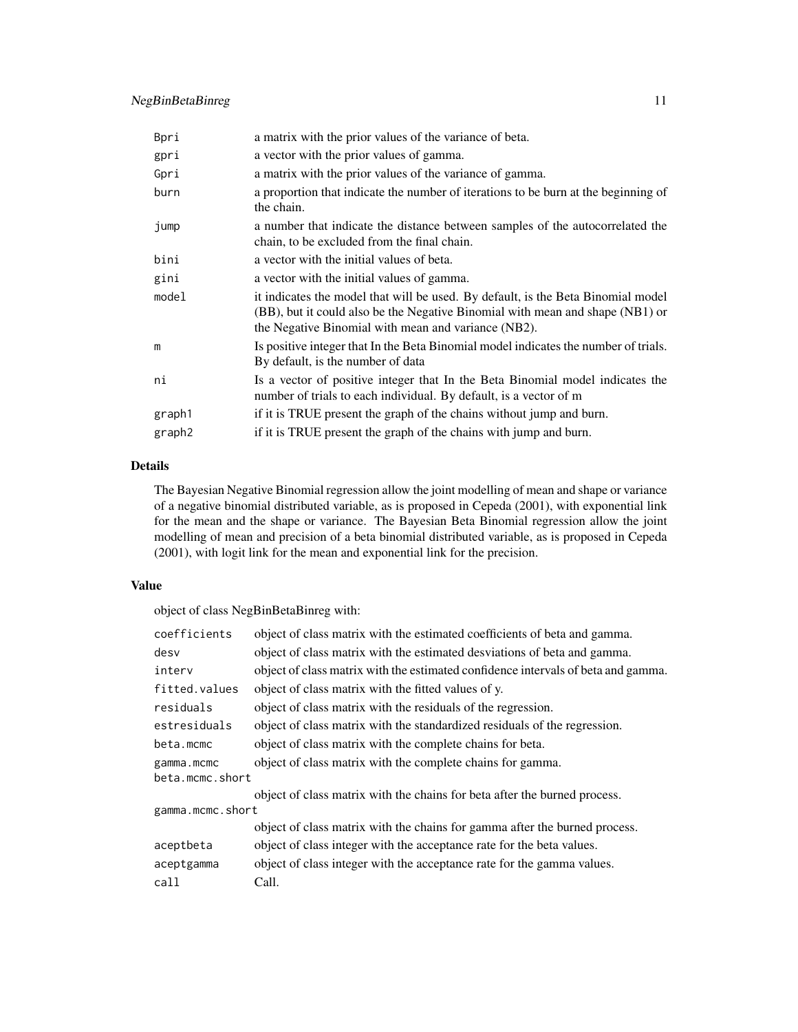| | |
|---|---|
| Bpri | a matrix with the prior values of the variance of beta. |
| gpri | a vector with the prior values of gamma. |
| Gpri | a matrix with the prior values of the variance of gamma. |
| burn | a proportion that indicate the number of iterations to be burn at the beginning of the chain. |
| jump | a number that indicate the distance between samples of the autocorrelated the chain, to be excluded from the final chain. |
| bini | a vector with the initial values of beta. |
| gini | a vector with the initial values of gamma. |
| model | it indicates the model that will be used. By default, is the Beta Binomial model (BB), but it could also be the Negative Binomial with mean and shape (NB1) or the Negative Binomial with mean and variance (NB2). |
| m | Is positive integer that In the Beta Binomial model indicates the number of trials. By default, is the number of data |
| ni | Is a vector of positive integer that In the Beta Binomial model indicates the number of trials to each individual. By default, is a vector of m |
| graph1 | if it is TRUE present the graph of the chains without jump and burn. |
| graph2 | if it is TRUE present the graph of the chains with jump and burn. |

## Details

The Bayesian Negative Binomial regression allow the joint modelling of mean and shape or variance of a negative binomial distributed variable, as is proposed in Cepeda (2001), with exponential link for the mean and the shape or variance. The Bayesian Beta Binomial regression allow the joint modelling of mean and precision of a beta binomial distributed variable, as is proposed in Cepeda (2001), with logit link for the mean and exponential link for the precision.

## Value

object of class NegBinBetaBinreg with:

| | |
|---|---|
| coefficients | object of class matrix with the estimated coefficients of beta and gamma. |
| desv | object of class matrix with the estimated desviations of beta and gamma. |
| interv | object of class matrix with the estimated confidence intervals of beta and gamma. |
| fitted.values | object of class matrix with the fitted values of y. |
| residuals | object of class matrix with the residuals of the regression. |
| estresiduals | object of class matrix with the standardized residuals of the regression. |
| beta.mcmc | object of class matrix with the complete chains for beta. |
| gamma.mcmc | object of class matrix with the complete chains for gamma. |
| beta.mcmc.short | object of class matrix with the chains for beta after the burned process. |
| gamma.mcmc.short | object of class matrix with the chains for gamma after the burned process. |
| aceptbeta | object of class integer with the acceptance rate for the beta values. |
| aceptgamma | object of class integer with the acceptance rate for the gamma values. |
| call | Call. |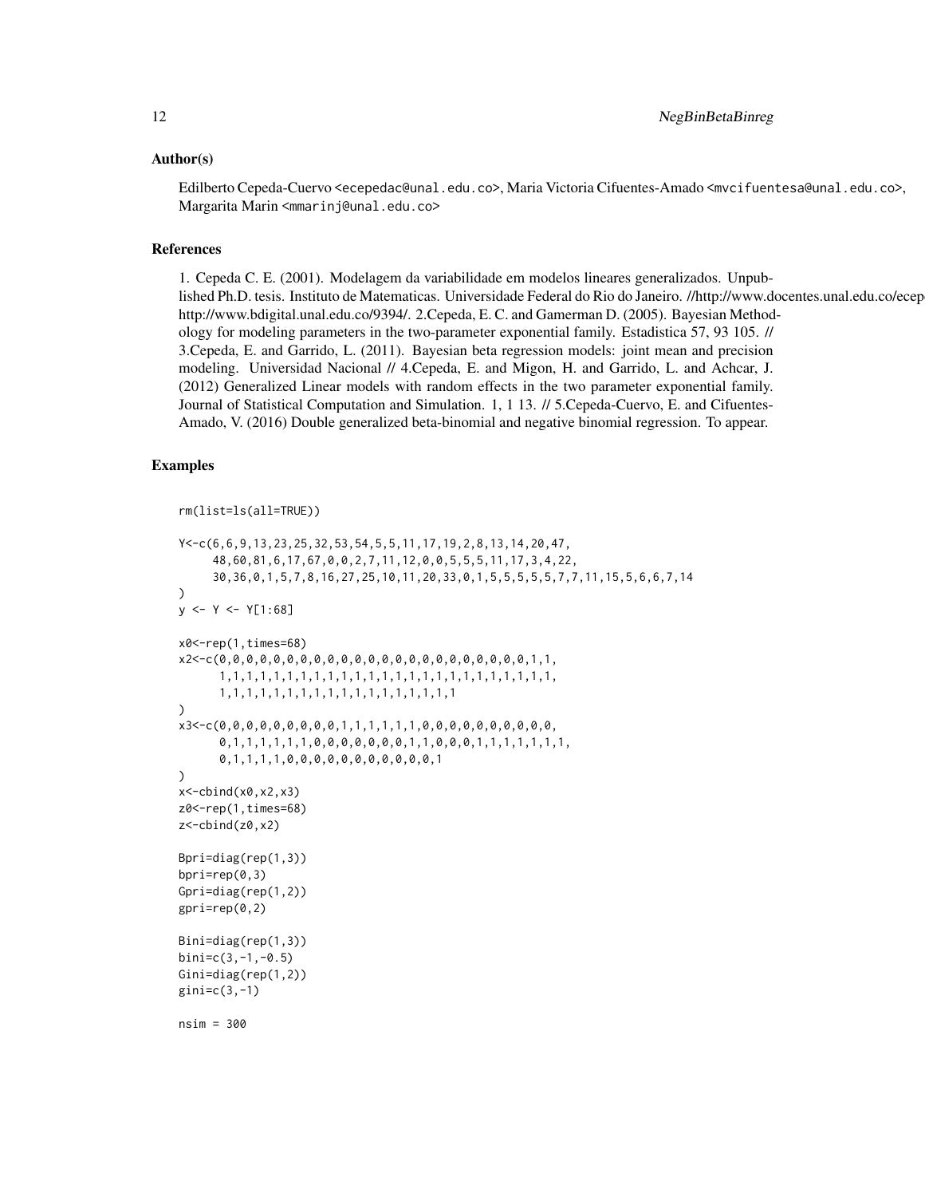## Author(s)

Edilberto Cepeda-Cuervo <ecepedac@unal.edu.co>, Maria Victoria Cifuentes-Amado <mvcifuentesa@unal.edu.co>, Margarita Marin <mmarinj@unal.edu.co>

## References

1. Cepeda C. E. (2001). Modelagem da variabilidade em modelos lineares generalizados. Unpublished Ph.D. tesis. Instituto de Matematicas. Universidade Federal do Rio do Janeiro. //http://www.docentes.unal.edu.co/ecepe http://www.bdigital.unal.edu.co/9394/. 2.Cepeda, E. C. and Gamerman D. (2005). Bayesian Methodology for modeling parameters in the two-parameter exponential family. Estadistica 57, 93 105. // 3.Cepeda, E. and Garrido, L. (2011). Bayesian beta regression models: joint mean and precision modeling. Universidad Nacional // 4.Cepeda, E. and Migon, H. and Garrido, L. and Achcar, J. (2012) Generalized Linear models with random effects in the two parameter exponential family. Journal of Statistical Computation and Simulation. 1, 1 13. // 5.Cepeda-Cuervo, E. and Cifuentes-Amado, V. (2016) Double generalized beta-binomial and negative binomial regression. To appear.

## Examples

```
rm(list=ls(all=TRUE))

Y<-c(6,6,9,13,23,25,32,53,54,5,5,11,17,19,2,8,13,14,20,47,
     48,60,81,6,17,67,0,0,2,7,11,12,0,0,5,5,5,11,17,3,4,22,
     30,36,0,1,5,7,8,16,27,25,10,11,20,33,0,1,5,5,5,5,5,7,7,11,15,5,6,6,7,14
)
y <- Y <- Y[1:68]

x0<-rep(1,times=68)
x2<-c(0,0,0,0,0,0,0,0,0,0,0,0,0,0,0,0,0,0,0,0,0,0,0,0,0,1,1,
      1,1,1,1,1,1,1,1,1,1,1,1,1,1,1,1,1,1,1,1,1,1,1,1,1,1,1,1,
      1,1,1,1,1,1,1,1,1,1,1,1,1,1,1,1,1,1,1,1
)
x3<-c(0,0,0,0,0,0,0,0,0,1,1,1,1,1,1,0,0,0,0,0,0,0,0,0,0,0,
      0,1,1,1,1,1,1,0,0,0,0,0,0,0,0,1,1,0,0,0,1,1,1,1,1,1,1,1,
      0,1,1,1,1,0,0,0,0,0,0,0,0,0,0,0,0,1
)
x<-cbind(x0,x2,x3)
z0<-rep(1,times=68)
z<-cbind(z0,x2)

Bpri=diag(rep(1,3))
bpri=rep(0,3)
Gpri=diag(rep(1,2))
gpri=rep(0,2)

Bini=diag(rep(1,3))
bini=c(3,-1,-0.5)
Gini=diag(rep(1,2))
gini=c(3,-1)

nsim = 300
```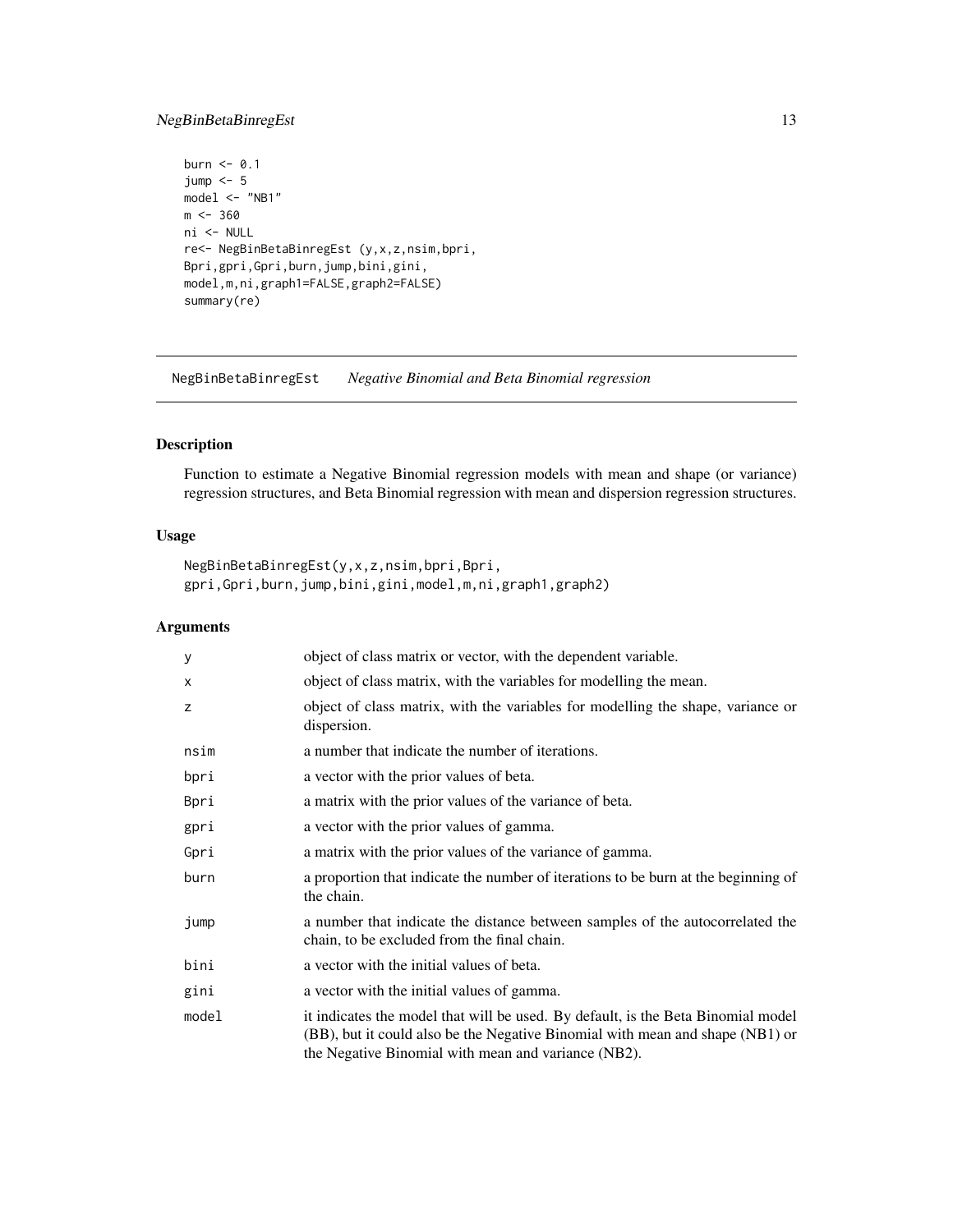```
burn <- 0.1
jump <- 5
model <- "NB1"
m <- 360
ni <- NULL
re<- NegBinBetaBinregEst (y,x,z,nsim,bpri,
Bpri,gpri,Gpri,burn,jump,bini,gini,
model,m,ni,graph1=FALSE,graph2=FALSE)
summary(re)
```

## NegBinBetaBinregEst *Negative Binomial and Beta Binomial regression*

### Description

Function to estimate a Negative Binomial regression models with mean and shape (or variance) regression structures, and Beta Binomial regression with mean and dispersion regression structures.

### Usage

```
NegBinBetaBinregEst(y,x,z,nsim,bpri,Bpri,
gpri,Gpri,burn,jump,bini,gini,model,m,ni,graph1,graph2)
```

### Arguments

| | |
|---|---|
| y | object of class matrix or vector, with the dependent variable. |
| x | object of class matrix, with the variables for modelling the mean. |
| z | object of class matrix, with the variables for modelling the shape, variance or dispersion. |
| nsim | a number that indicate the number of iterations. |
| bpri | a vector with the prior values of beta. |
| Bpri | a matrix with the prior values of the variance of beta. |
| gpri | a vector with the prior values of gamma. |
| Gpri | a matrix with the prior values of the variance of gamma. |
| burn | a proportion that indicate the number of iterations to be burn at the beginning of the chain. |
| jump | a number that indicate the distance between samples of the autocorrelated the chain, to be excluded from the final chain. |
| bini | a vector with the initial values of beta. |
| gini | a vector with the initial values of gamma. |
| model | it indicates the model that will be used. By default, is the Beta Binomial model (BB), but it could also be the Negative Binomial with mean and shape (NB1) or the Negative Binomial with mean and variance (NB2). |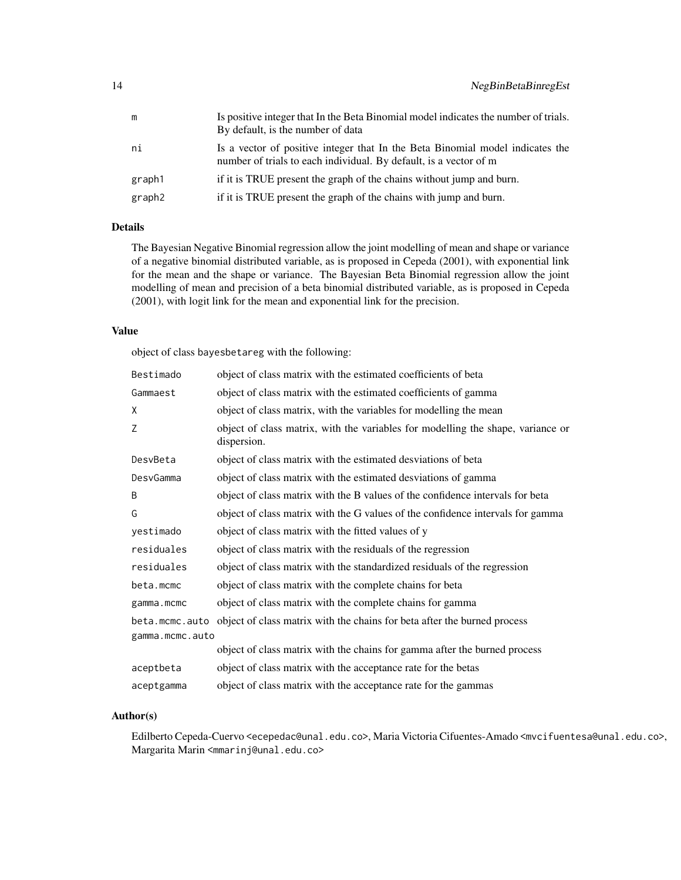| | |
|---|---|
| m | Is positive integer that In the Beta Binomial model indicates the number of trials. By default, is the number of data |
| ni | Is a vector of positive integer that In the Beta Binomial model indicates the number of trials to each individual. By default, is a vector of m |
| graph1 | if it is TRUE present the graph of the chains without jump and burn. |
| graph2 | if it is TRUE present the graph of the chains with jump and burn. |

## Details

The Bayesian Negative Binomial regression allow the joint modelling of mean and shape or variance of a negative binomial distributed variable, as is proposed in Cepeda (2001), with exponential link for the mean and the shape or variance. The Bayesian Beta Binomial regression allow the joint modelling of mean and precision of a beta binomial distributed variable, as is proposed in Cepeda (2001), with logit link for the mean and exponential link for the precision.

## Value

object of class bayesbetareg with the following:

| | |
|---|---|
| Bestimado | object of class matrix with the estimated coefficients of beta |
| Gammaest | object of class matrix with the estimated coefficients of gamma |
| X | object of class matrix, with the variables for modelling the mean |
| Z | object of class matrix, with the variables for modelling the shape, variance or dispersion. |
| DesvBeta | object of class matrix with the estimated desviations of beta |
| DesvGamma | object of class matrix with the estimated desviations of gamma |
| B | object of class matrix with the B values of the confidence intervals for beta |
| G | object of class matrix with the G values of the confidence intervals for gamma |
| yestimado | object of class matrix with the fitted values of y |
| residuales | object of class matrix with the residuals of the regression |
| residuales | object of class matrix with the standardized residuals of the regression |
| beta.mcmc | object of class matrix with the complete chains for beta |
| gamma.mcmc | object of class matrix with the complete chains for gamma |
| beta.mcmc.auto | object of class matrix with the chains for beta after the burned process |
| gamma.mcmc.auto | object of class matrix with the chains for gamma after the burned process |
| aceptbeta | object of class matrix with the acceptance rate for the betas |
| aceptgamma | object of class matrix with the acceptance rate for the gammas |

## Author(s)

Edilberto Cepeda-Cuervo <ecepedac@unal.edu.co>, Maria Victoria Cifuentes-Amado <mvcifuentesa@unal.edu.co>, Margarita Marin <mmarinj@unal.edu.co>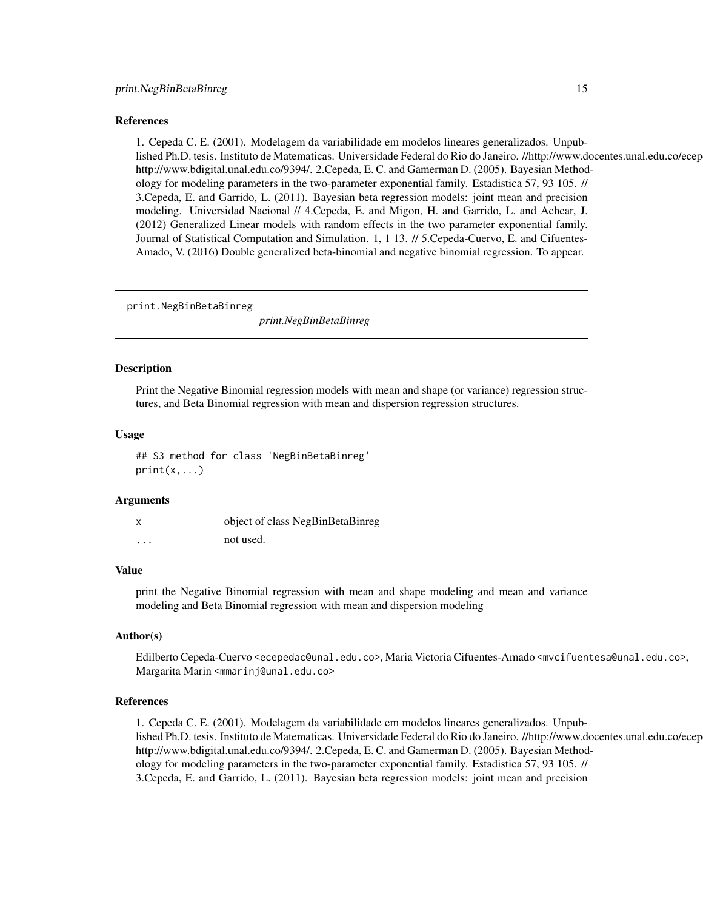### References

1. Cepeda C. E. (2001). Modelagem da variabilidade em modelos lineares generalizados. Unpublished Ph.D. tesis. Instituto de Matematicas. Universidade Federal do Rio do Janeiro. //http://www.docentes.unal.edu.co/ecep http://www.bdigital.unal.edu.co/9394/. 2.Cepeda, E. C. and Gamerman D. (2005). Bayesian Methodology for modeling parameters in the two-parameter exponential family. Estadistica 57, 93 105. // 3.Cepeda, E. and Garrido, L. (2011). Bayesian beta regression models: joint mean and precision modeling. Universidad Nacional // 4.Cepeda, E. and Migon, H. and Garrido, L. and Achcar, J. (2012) Generalized Linear models with random effects in the two parameter exponential family. Journal of Statistical Computation and Simulation. 1, 1 13. // 5.Cepeda-Cuervo, E. and Cifuentes-Amado, V. (2016) Double generalized beta-binomial and negative binomial regression. To appear.

---

## print.NegBinBetaBinreg

*print.NegBinBetaBinreg*

### Description

Print the Negative Binomial regression models with mean and shape (or variance) regression structures, and Beta Binomial regression with mean and dispersion regression structures.

### Usage

```
## S3 method for class 'NegBinBetaBinreg'
print(x,...)
```

### Arguments

| | |
|---|---|
| x | object of class NegBinBetaBinreg |
| ... | not used. |

### Value

print the Negative Binomial regression with mean and shape modeling and mean and variance modeling and Beta Binomial regression with mean and dispersion modeling

### Author(s)

Edilberto Cepeda-Cuervo <ecepedac@unal.edu.co>, Maria Victoria Cifuentes-Amado <mvcifuentesa@unal.edu.co>, Margarita Marin <mmarinj@unal.edu.co>

### References

1. Cepeda C. E. (2001). Modelagem da variabilidade em modelos lineares generalizados. Unpublished Ph.D. tesis. Instituto de Matematicas. Universidade Federal do Rio do Janeiro. //http://www.docentes.unal.edu.co/ecep http://www.bdigital.unal.edu.co/9394/. 2.Cepeda, E. C. and Gamerman D. (2005). Bayesian Methodology for modeling parameters in the two-parameter exponential family. Estadistica 57, 93 105. // 3.Cepeda, E. and Garrido, L. (2011). Bayesian beta regression models: joint mean and precision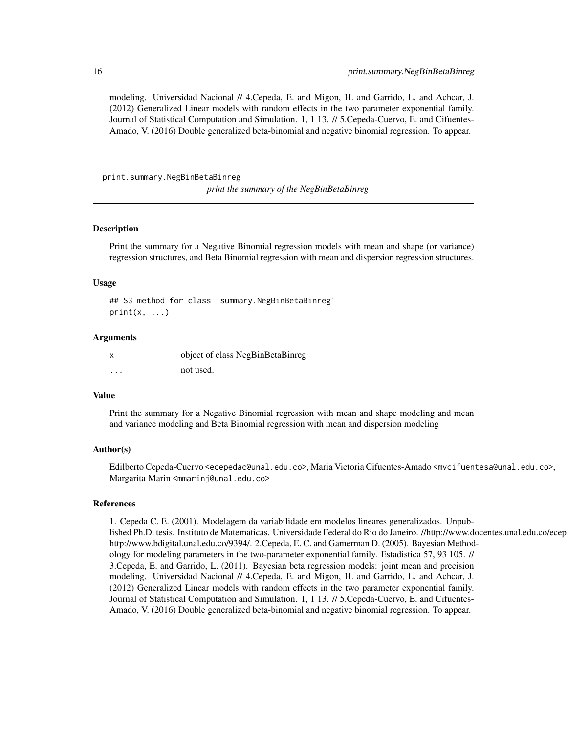modeling. Universidad Nacional // 4.Cepeda, E. and Migon, H. and Garrido, L. and Achcar, J. (2012) Generalized Linear models with random effects in the two parameter exponential family. Journal of Statistical Computation and Simulation. 1, 1 13. // 5.Cepeda-Cuervo, E. and Cifuentes-Amado, V. (2016) Double generalized beta-binomial and negative binomial regression. To appear.

---

## print.summary.NegBinBetaBinreg

*print the summary of the NegBinBetaBinreg*

---

### Description

Print the summary for a Negative Binomial regression models with mean and shape (or variance) regression structures, and Beta Binomial regression with mean and dispersion regression structures.

### Usage

```
## S3 method for class 'summary.NegBinBetaBinreg'
print(x, ...)
```

### Arguments

| | |
|---|---|
| x | object of class NegBinBetaBinreg |
| ... | not used. |

### Value

Print the summary for a Negative Binomial regression with mean and shape modeling and mean and variance modeling and Beta Binomial regression with mean and dispersion modeling

### Author(s)

Edilberto Cepeda-Cuervo <ecepedac@unal.edu.co>, Maria Victoria Cifuentes-Amado <mvcifuentesa@unal.edu.co>, Margarita Marin <mmarinj@unal.edu.co>

### References

1. Cepeda C. E. (2001). Modelagem da variabilidade em modelos lineares generalizados. Unpublished Ph.D. tesis. Instituto de Matematicas. Universidade Federal do Rio do Janeiro. //http://www.docentes.unal.edu.co/ecepe http://www.bdigital.unal.edu.co/9394/. 2.Cepeda, E. C. and Gamerman D. (2005). Bayesian Methodology for modeling parameters in the two-parameter exponential family. Estadistica 57, 93 105. // 3.Cepeda, E. and Garrido, L. (2011). Bayesian beta regression models: joint mean and precision modeling. Universidad Nacional // 4.Cepeda, E. and Migon, H. and Garrido, L. and Achcar, J. (2012) Generalized Linear models with random effects in the two parameter exponential family. Journal of Statistical Computation and Simulation. 1, 1 13. // 5.Cepeda-Cuervo, E. and Cifuentes-Amado, V. (2016) Double generalized beta-binomial and negative binomial regression. To appear.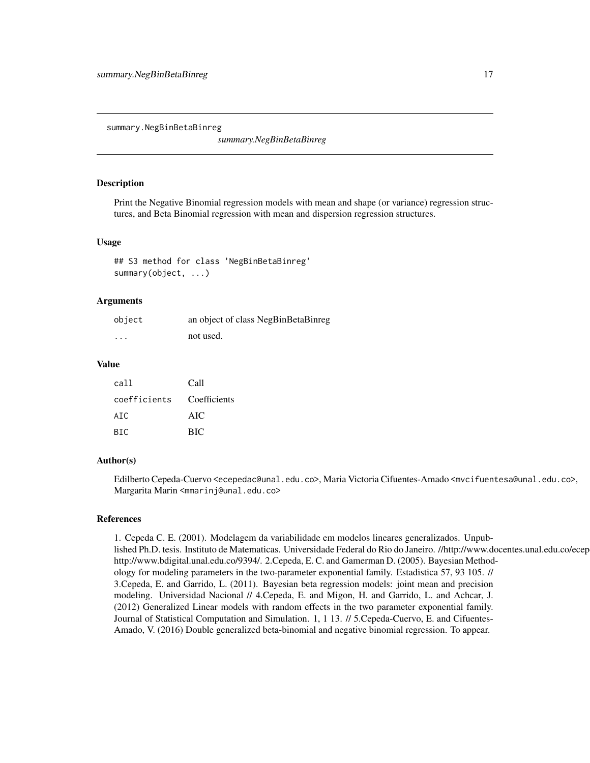# summary.NegBinBetaBinreg

*summary.NegBinBetaBinreg*

## Description

Print the Negative Binomial regression models with mean and shape (or variance) regression structures, and Beta Binomial regression with mean and dispersion regression structures.

## Usage

```
## S3 method for class 'NegBinBetaBinreg'
summary(object, ...)
```

## Arguments

| | |
|---|---|
| object | an object of class NegBinBetaBinreg |
| ... | not used. |

## Value

| | |
|---|---|
| call | Call |
| coefficients | Coefficients |
| AIC | AIC |
| BIC | BIC |

## Author(s)

Edilberto Cepeda-Cuervo <ecepedac@unal.edu.co>, Maria Victoria Cifuentes-Amado <mvcifuentesa@unal.edu.co>, Margarita Marin <mmarinj@unal.edu.co>

## References

1. Cepeda C. E. (2001). Modelagem da variabilidade em modelos lineares generalizados. Unpublished Ph.D. tesis. Instituto de Matematicas. Universidade Federal do Rio do Janeiro. //http://www.docentes.unal.edu.co/ecep http://www.bdigital.unal.edu.co/9394/. 2.Cepeda, E. C. and Gamerman D. (2005). Bayesian Methodology for modeling parameters in the two-parameter exponential family. Estadistica 57, 93 105. // 3.Cepeda, E. and Garrido, L. (2011). Bayesian beta regression models: joint mean and precision modeling. Universidad Nacional // 4.Cepeda, E. and Migon, H. and Garrido, L. and Achcar, J. (2012) Generalized Linear models with random effects in the two parameter exponential family. Journal of Statistical Computation and Simulation. 1, 1 13. // 5.Cepeda-Cuervo, E. and Cifuentes-Amado, V. (2016) Double generalized beta-binomial and negative binomial regression. To appear.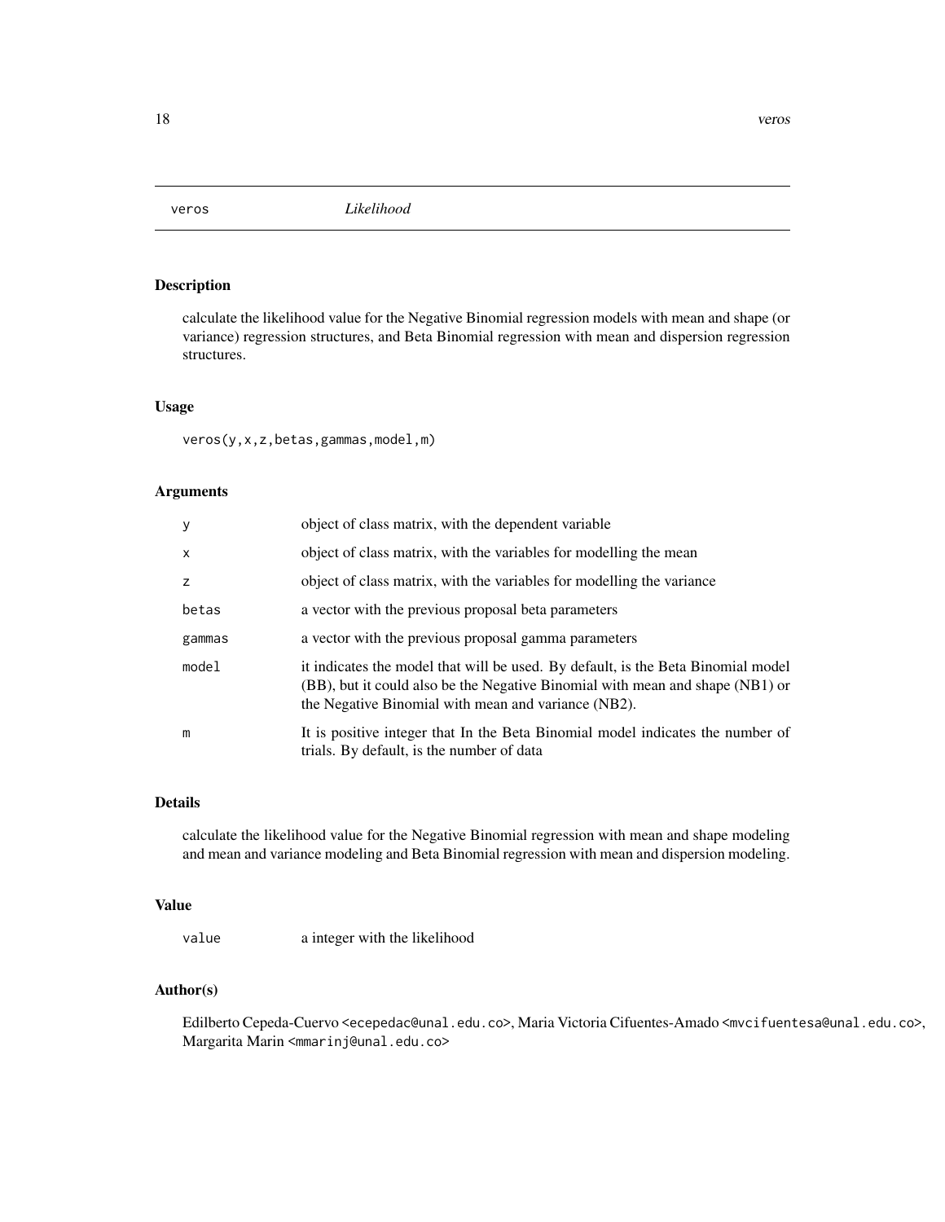# veros — *Likelihood*

## Description

calculate the likelihood value for the Negative Binomial regression models with mean and shape (or variance) regression structures, and Beta Binomial regression with mean and dispersion regression structures.

## Usage

```
veros(y,x,z,betas,gammas,model,m)
```

## Arguments

| | |
|---|---|
| y | object of class matrix, with the dependent variable |
| x | object of class matrix, with the variables for modelling the mean |
| z | object of class matrix, with the variables for modelling the variance |
| betas | a vector with the previous proposal beta parameters |
| gammas | a vector with the previous proposal gamma parameters |
| model | it indicates the model that will be used. By default, is the Beta Binomial model (BB), but it could also be the Negative Binomial with mean and shape (NB1) or the Negative Binomial with mean and variance (NB2). |
| m | It is positive integer that In the Beta Binomial model indicates the number of trials. By default, is the number of data |

## Details

calculate the likelihood value for the Negative Binomial regression with mean and shape modeling and mean and variance modeling and Beta Binomial regression with mean and dispersion modeling.

## Value

| | |
|---|---|
| value | a integer with the likelihood |

## Author(s)

Edilberto Cepeda-Cuervo <ecepedac@unal.edu.co>, Maria Victoria Cifuentes-Amado <mvcifuentesa@unal.edu.co>, Margarita Marin <mmarinj@unal.edu.co>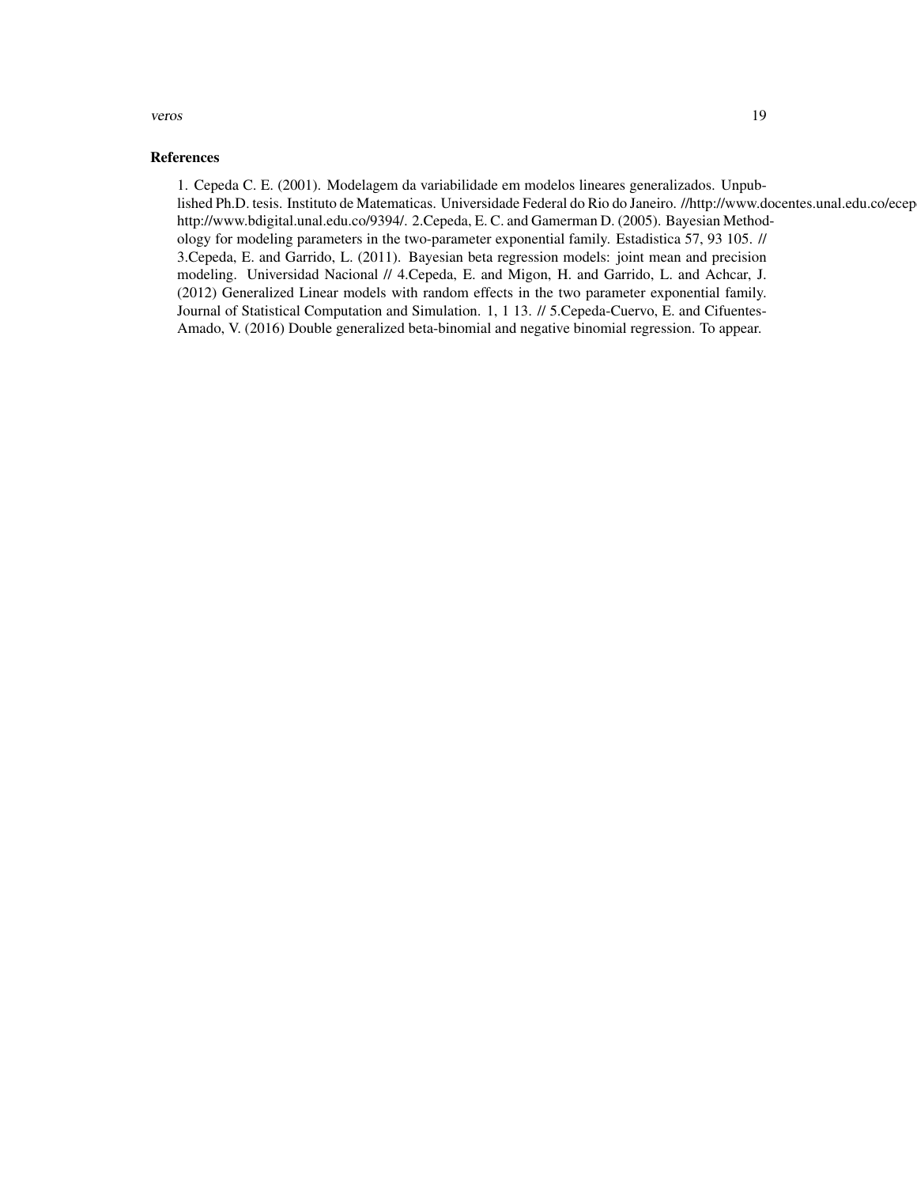### References

1. Cepeda C. E. (2001). Modelagem da variabilidade em modelos lineares generalizados. Unpublished Ph.D. tesis. Instituto de Matematicas. Universidade Federal do Rio do Janeiro. //http://www.docentes.unal.edu.co/ecep http://www.bdigital.unal.edu.co/9394/. 2.Cepeda, E. C. and Gamerman D. (2005). Bayesian Methodology for modeling parameters in the two-parameter exponential family. Estadistica 57, 93 105. // 3.Cepeda, E. and Garrido, L. (2011). Bayesian beta regression models: joint mean and precision modeling. Universidad Nacional // 4.Cepeda, E. and Migon, H. and Garrido, L. and Achcar, J. (2012) Generalized Linear models with random effects in the two parameter exponential family. Journal of Statistical Computation and Simulation. 1, 1 13. // 5.Cepeda-Cuervo, E. and Cifuentes-Amado, V. (2016) Double generalized beta-binomial and negative binomial regression. To appear.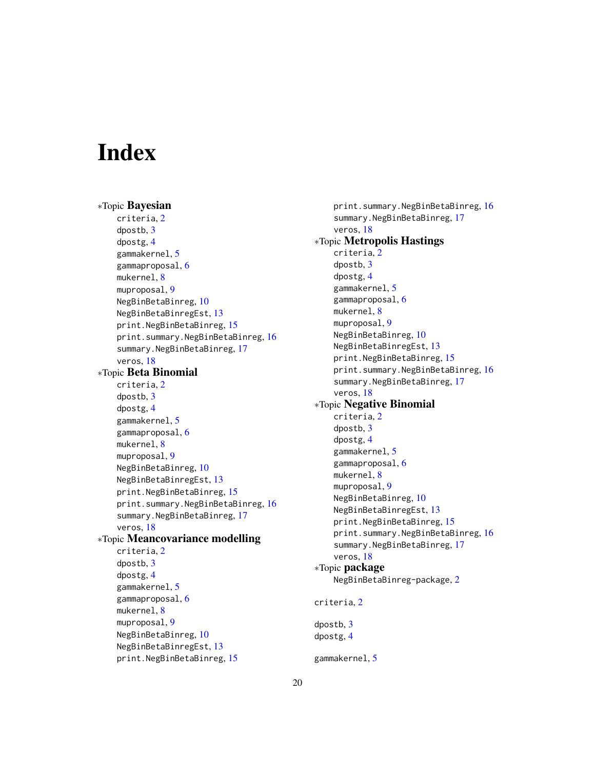# Index

*Topic **Bayesian**
- criteria, 2
- dpostb, 3
- dpostg, 4
- gammakernel, 5
- gammaproposal, 6
- mukernel, 8
- muproposal, 9
- NegBinBetaBinreg, 10
- NegBinBetaBinregEst, 13
- print.NegBinBetaBinreg, 15
- print.summary.NegBinBetaBinreg, 16
- summary.NegBinBetaBinreg, 17
- veros, 18

*Topic **Beta Binomial**
- criteria, 2
- dpostb, 3
- dpostg, 4
- gammakernel, 5
- gammaproposal, 6
- mukernel, 8
- muproposal, 9
- NegBinBetaBinreg, 10
- NegBinBetaBinregEst, 13
- print.NegBinBetaBinreg, 15
- print.summary.NegBinBetaBinreg, 16
- summary.NegBinBetaBinreg, 17
- veros, 18

*Topic **Meancovariance modelling**
- criteria, 2
- dpostb, 3
- dpostg, 4
- gammakernel, 5
- gammaproposal, 6
- mukernel, 8
- muproposal, 9
- NegBinBetaBinreg, 10
- NegBinBetaBinregEst, 13
- print.NegBinBetaBinreg, 15
- print.summary.NegBinBetaBinreg, 16
- summary.NegBinBetaBinreg, 17
- veros, 18

*Topic **Metropolis Hastings**
- criteria, 2
- dpostb, 3
- dpostg, 4
- gammakernel, 5
- gammaproposal, 6
- mukernel, 8
- muproposal, 9
- NegBinBetaBinreg, 10
- NegBinBetaBinregEst, 13
- print.NegBinBetaBinreg, 15
- print.summary.NegBinBetaBinreg, 16
- summary.NegBinBetaBinreg, 17
- veros, 18

*Topic **Negative Binomial**
- criteria, 2
- dpostb, 3
- dpostg, 4
- gammakernel, 5
- gammaproposal, 6
- mukernel, 8
- muproposal, 9
- NegBinBetaBinreg, 10
- NegBinBetaBinregEst, 13
- print.NegBinBetaBinreg, 15
- print.summary.NegBinBetaBinreg, 16
- summary.NegBinBetaBinreg, 17
- veros, 18

*Topic **package**
- NegBinBetaBinreg-package, 2

criteria, 2

dpostb, 3
dpostg, 4

gammakernel, 5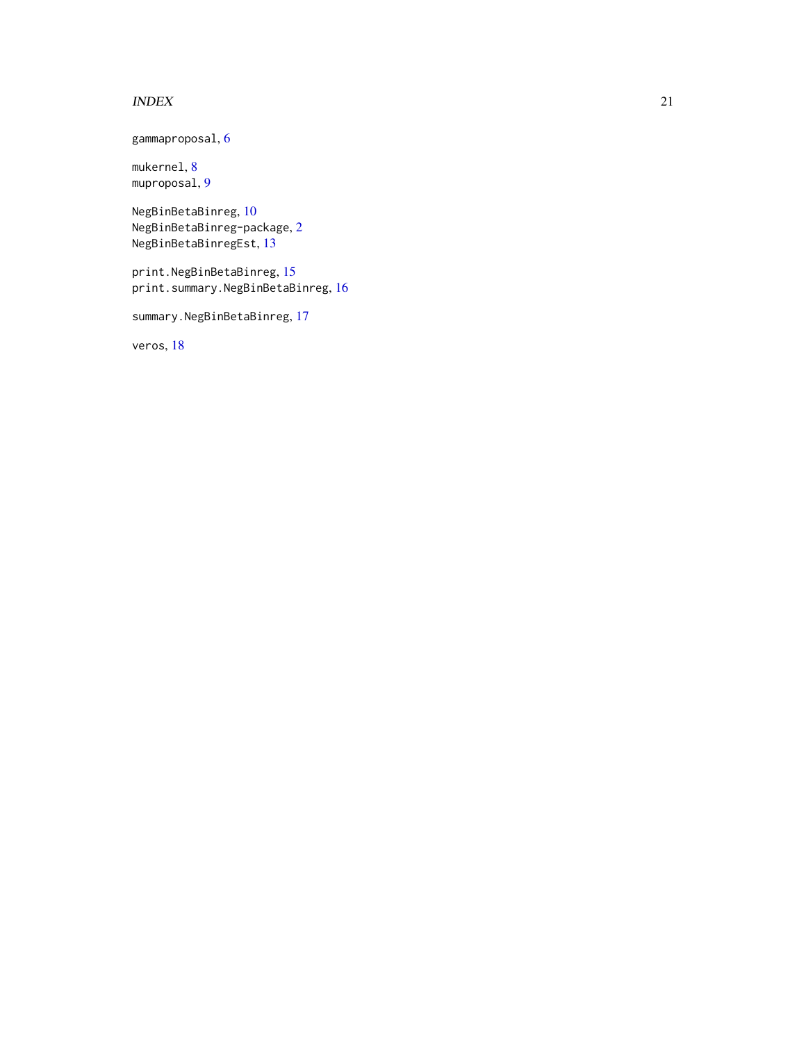gammaproposal, 6

mukernel, 8
muproposal, 9

NegBinBetaBinreg, 10
NegBinBetaBinreg-package, 2
NegBinBetaBinregEst, 13

print.NegBinBetaBinreg, 15
print.summary.NegBinBetaBinreg, 16

summary.NegBinBetaBinreg, 17

veros, 18